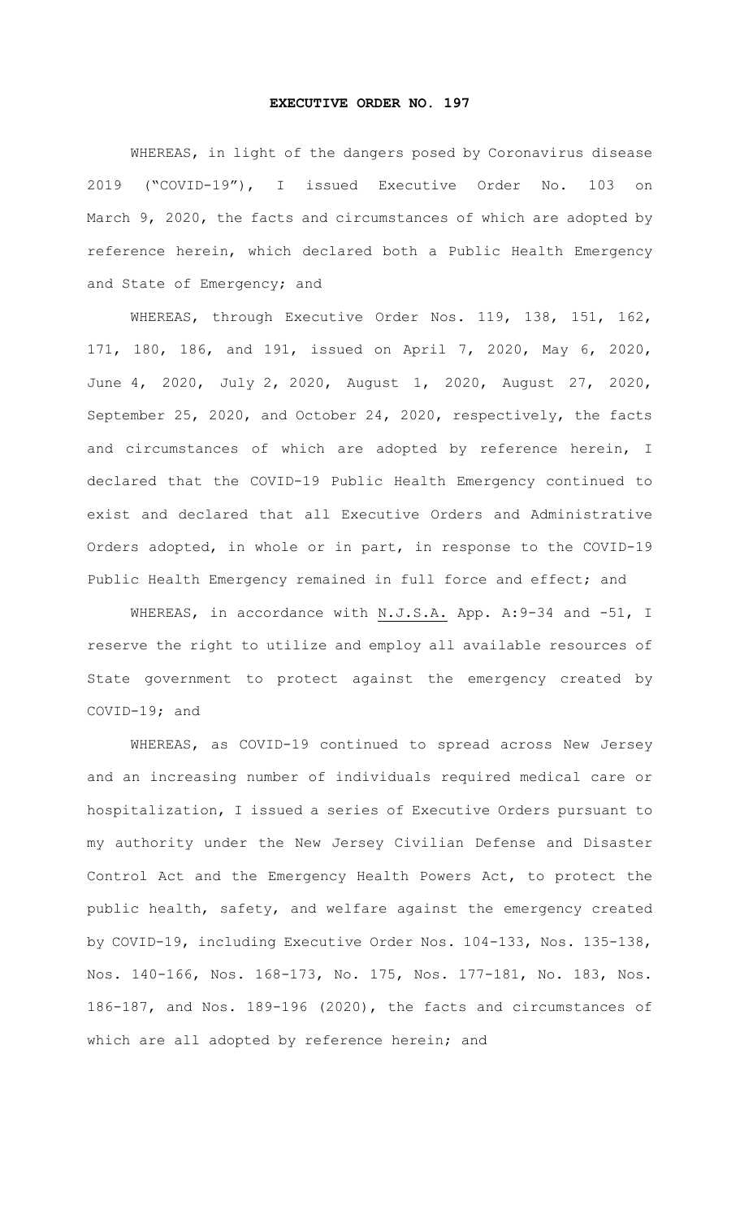# EXECUTIVE ORDER NO. 197

WHEREAS, in light of the dangers posed by Coronavirus disease 2019 ("COVID-19"), I issued Executive Order No. 103 on March 9, 2020, the facts and circumstances of which are adopted by reference herein, which declared both a Public Health Emergency and State of Emergency; and

WHEREAS, through Executive Order Nos. 119, 138, 151, 162, 171, 180, 186, and 191, issued on April 7, 2020, May 6, 2020, June 4, 2020, July 2, 2020, August 1, 2020, August 27, 2020, September 25, 2020, and October 24, 2020, respectively, the facts and circumstances of which are adopted by reference herein, I declared that the COVID-19 Public Health Emergency continued to exist and declared that all Executive Orders and Administrative Orders adopted, in whole or in part, in response to the COVID-19 Public Health Emergency remained in full force and effect; and

WHEREAS, in accordance with N.J.S.A. App. A:9-34 and -51, I reserve the right to utilize and employ all available resources of State government to protect against the emergency created by COVID-19; and

WHEREAS, as COVID-19 continued to spread across New Jersey and an increasing number of individuals required medical care or hospitalization, I issued a series of Executive Orders pursuant to my authority under the New Jersey Civilian Defense and Disaster Control Act and the Emergency Health Powers Act, to protect the public health, safety, and welfare against the emergency created by COVID-19, including Executive Order Nos. 104-133, Nos. 135-138, Nos. 140-166, Nos. 168-173, No. 175, Nos. 177-181, No. 183, Nos. 186-187, and Nos. 189-196 (2020), the facts and circumstances of which are all adopted by reference herein; and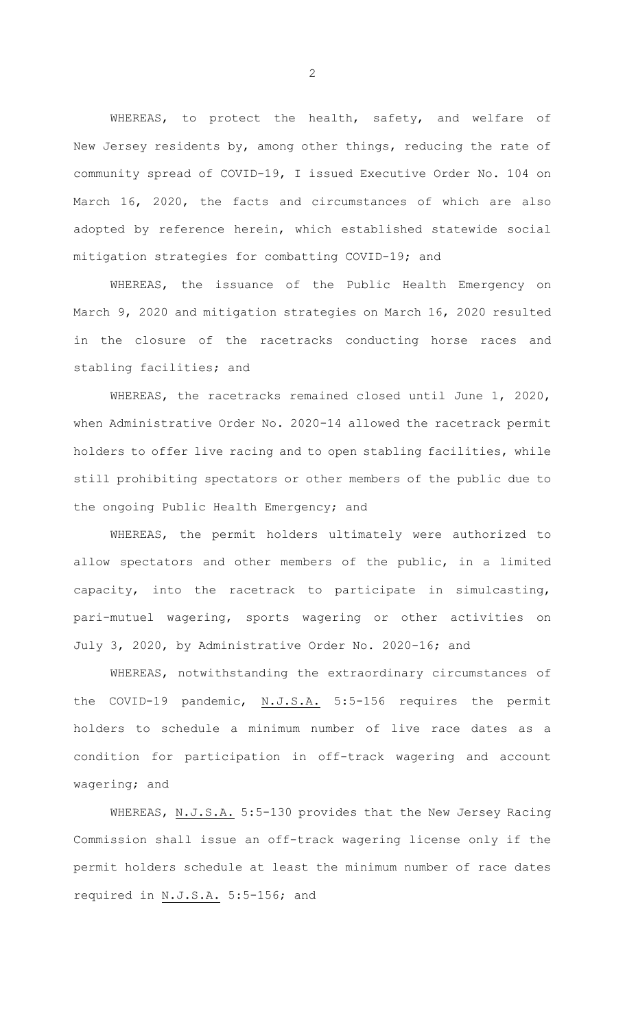WHEREAS, to protect the health, safety, and welfare of New Jersey residents by, among other things, reducing the rate of community spread of COVID-19, I issued Executive Order No. 104 on March 16, 2020, the facts and circumstances of which are also adopted by reference herein, which established statewide social mitigation strategies for combatting COVID-19; and

WHEREAS, the issuance of the Public Health Emergency on March 9, 2020 and mitigation strategies on March 16, 2020 resulted in the closure of the racetracks conducting horse races and stabling facilities; and

WHEREAS, the racetracks remained closed until June 1, 2020, when Administrative Order No. 2020-14 allowed the racetrack permit holders to offer live racing and to open stabling facilities, while still prohibiting spectators or other members of the public due to the ongoing Public Health Emergency; and

WHEREAS, the permit holders ultimately were authorized to allow spectators and other members of the public, in a limited capacity, into the racetrack to participate in simulcasting, pari-mutuel wagering, sports wagering or other activities on July 3, 2020, by Administrative Order No. 2020-16; and

WHEREAS, notwithstanding the extraordinary circumstances of the COVID-19 pandemic, N.J.S.A. 5:5-156 requires the permit holders to schedule a minimum number of live race dates as a condition for participation in off-track wagering and account wagering; and

WHEREAS, N.J.S.A. 5:5-130 provides that the New Jersey Racing Commission shall issue an off-track wagering license only if the permit holders schedule at least the minimum number of race dates required in N.J.S.A. 5:5-156; and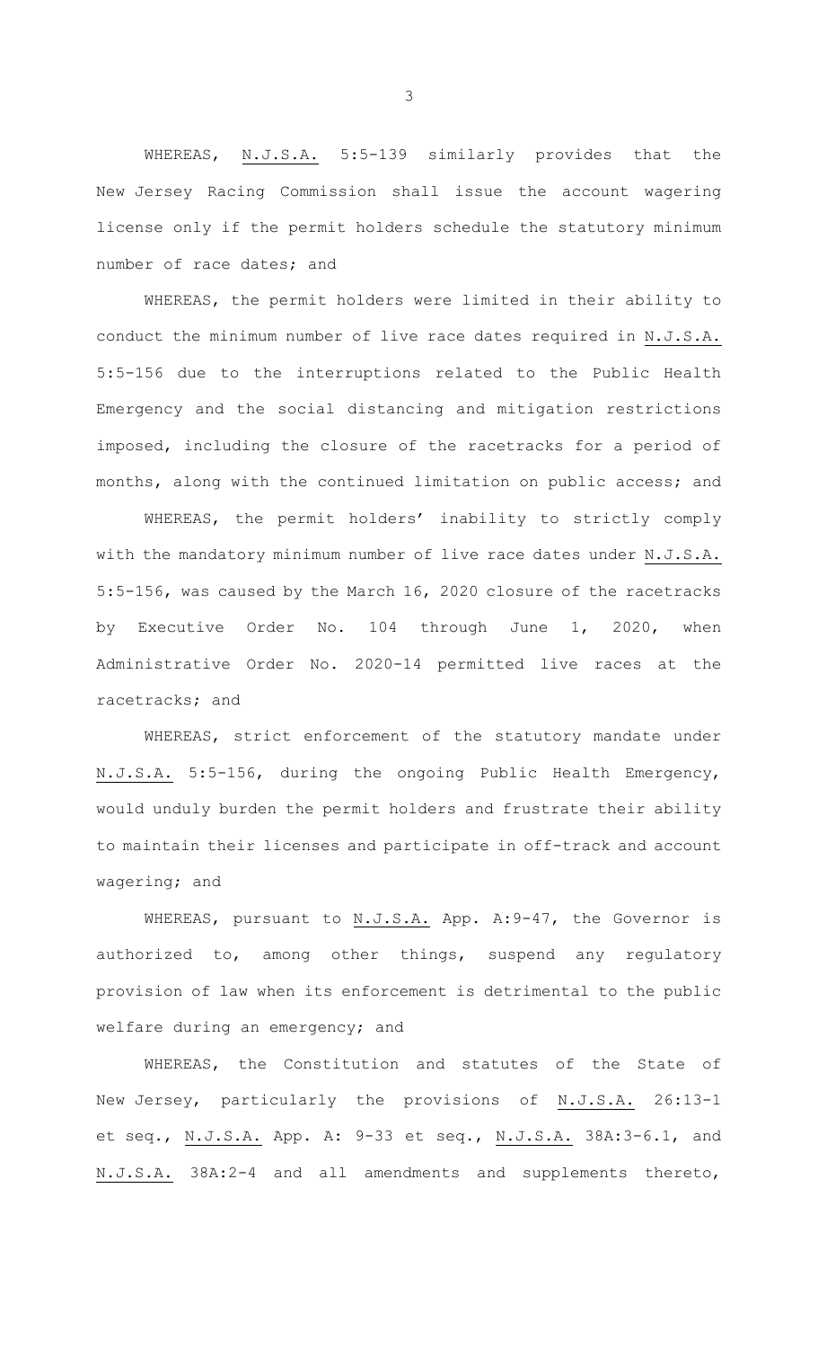WHEREAS, N.J.S.A. 5:5-139 similarly provides that the New Jersey Racing Commission shall issue the account wagering license only if the permit holders schedule the statutory minimum number of race dates; and

WHEREAS, the permit holders were limited in their ability to conduct the minimum number of live race dates required in N.J.S.A. 5:5-156 due to the interruptions related to the Public Health Emergency and the social distancing and mitigation restrictions imposed, including the closure of the racetracks for a period of months, along with the continued limitation on public access; and

WHEREAS, the permit holders' inability to strictly comply with the mandatory minimum number of live race dates under N.J.S.A. 5:5-156, was caused by the March 16, 2020 closure of the racetracks by Executive Order No. 104 through June 1, 2020, when Administrative Order No. 2020-14 permitted live races at the racetracks; and

WHEREAS, strict enforcement of the statutory mandate under N.J.S.A. 5:5-156, during the ongoing Public Health Emergency, would unduly burden the permit holders and frustrate their ability to maintain their licenses and participate in off-track and account wagering; and

WHEREAS, pursuant to N.J.S.A. App. A:9-47, the Governor is authorized to, among other things, suspend any regulatory provision of law when its enforcement is detrimental to the public welfare during an emergency; and

WHEREAS, the Constitution and statutes of the State of New Jersey, particularly the provisions of N.J.S.A. 26:13-1 et seq., N.J.S.A. App. A: 9-33 et seq., N.J.S.A. 38A:3-6.1, and N.J.S.A. 38A:2-4 and all amendments and supplements thereto,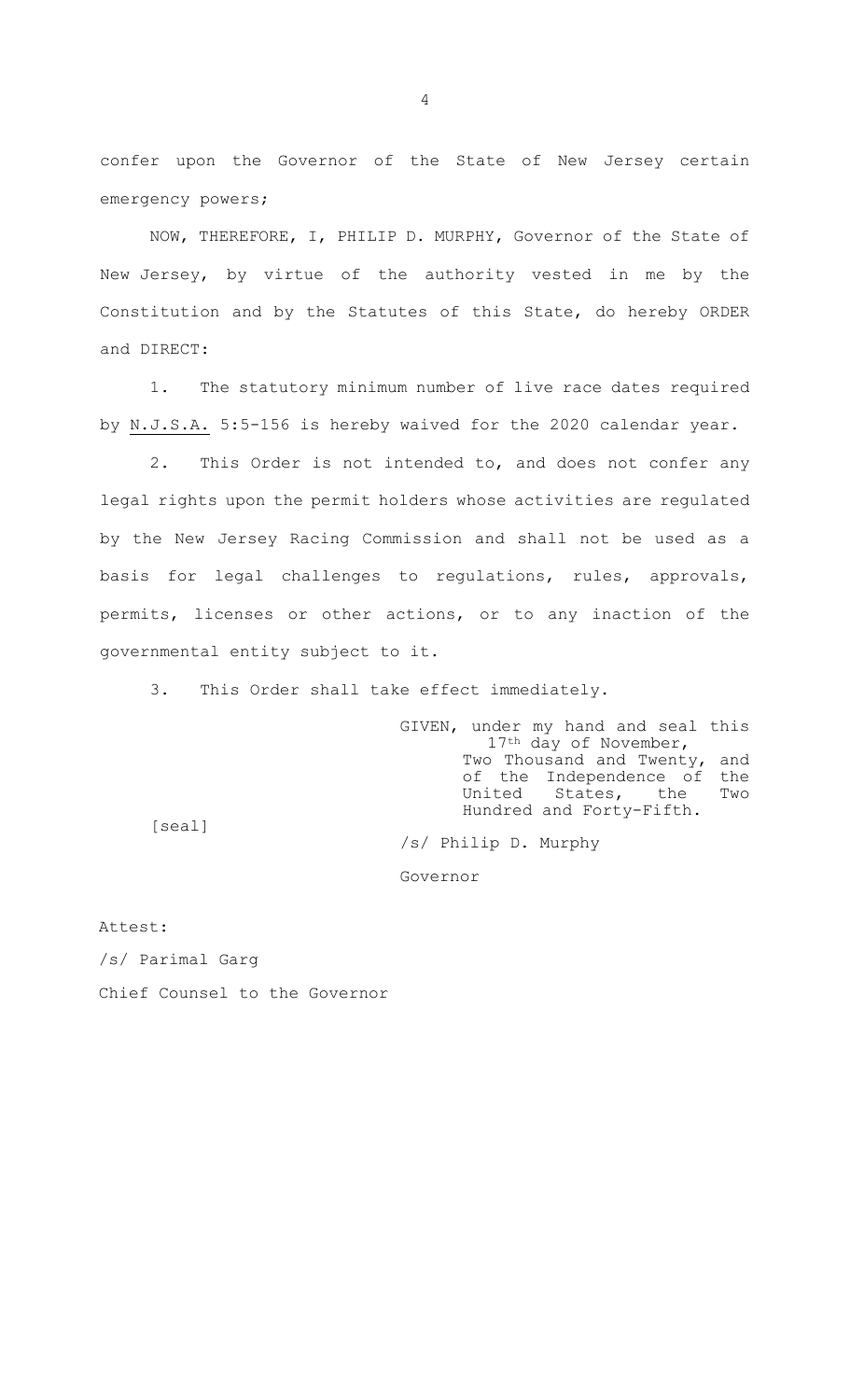confer upon the Governor of the State of New Jersey certain emergency powers;

NOW, THEREFORE, I, PHILIP D. MURPHY, Governor of the State of New Jersey, by virtue of the authority vested in me by the Constitution and by the Statutes of this State, do hereby ORDER and DIRECT:

1. The statutory minimum number of live race dates required by N.J.S.A. 5:5-156 is hereby waived for the 2020 calendar year.

2. This Order is not intended to, and does not confer any legal rights upon the permit holders whose activities are regulated by the New Jersey Racing Commission and shall not be used as a basis for legal challenges to regulations, rules, approvals, permits, licenses or other actions, or to any inaction of the governmental entity subject to it.

3. This Order shall take effect immediately.

GIVEN, under my hand and seal this 17th day of November, Two Thousand and Twenty, and of the Independence of the United States, the Two Hundred and Forty-Fifth.

[seal]

/s/ Philip D. Murphy

Governor

Attest:

/s/ Parimal Garg

Chief Counsel to the Governor